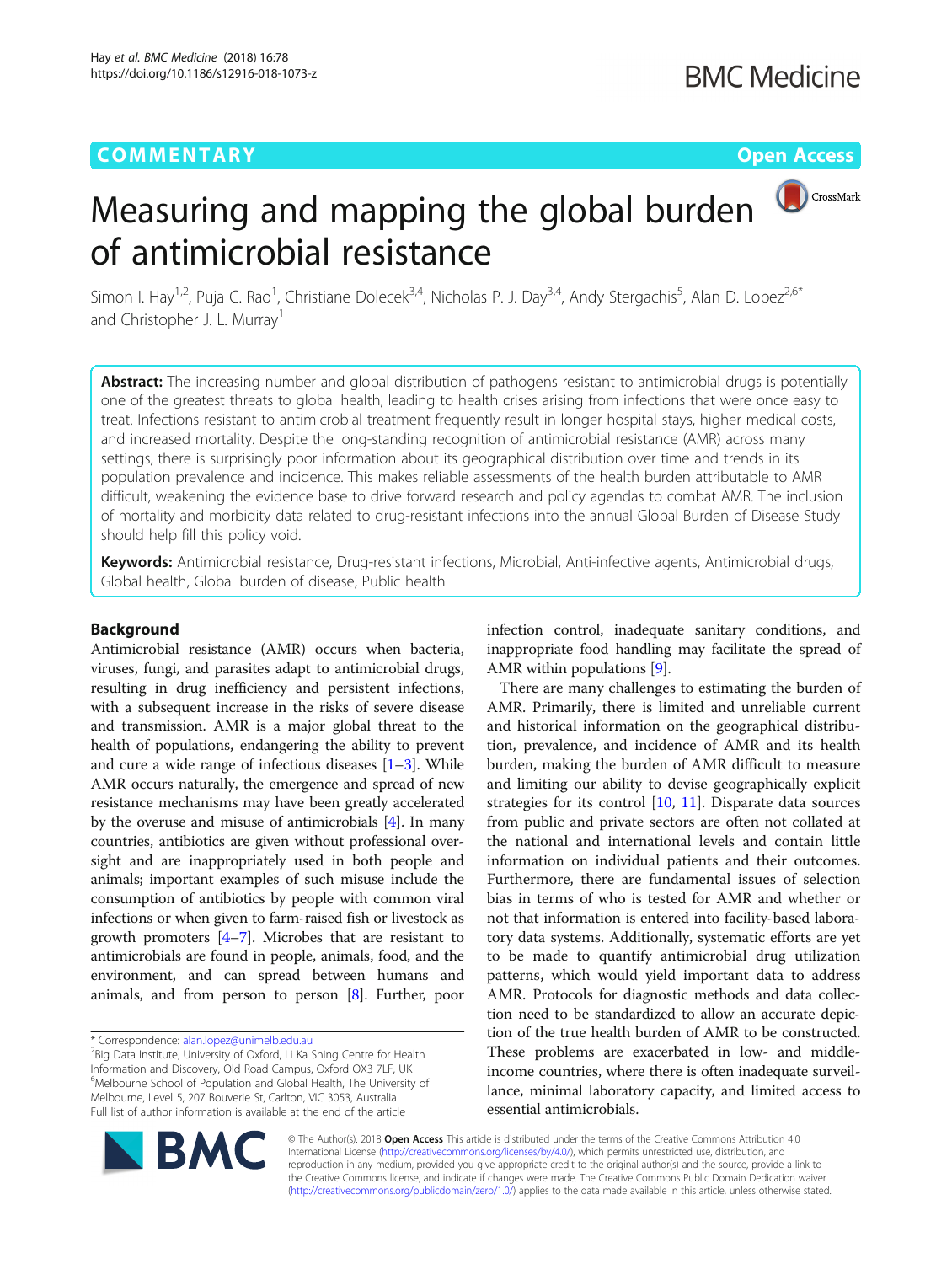COMMENTARY

Open Access

# Measuring and mapping the global burden of antimicrobial resistance

Simon I. Hay[1,2], Puja C. Rao[1], Christiane Dolecek[3,4], Nicholas P. J. Day[3,4], Andy Stergachis[5], Alan D. Lopez[2,6*] and Christopher J. L. Murray[1]

**Abstract:** The increasing number and global distribution of pathogens resistant to antimicrobial drugs is potentially one of the greatest threats to global health, leading to health crises arising from infections that were once easy to treat. Infections resistant to antimicrobial treatment frequently result in longer hospital stays, higher medical costs, and increased mortality. Despite the long-standing recognition of antimicrobial resistance (AMR) across many settings, there is surprisingly poor information about its geographical distribution over time and trends in its population prevalence and incidence. This makes reliable assessments of the health burden attributable to AMR difficult, weakening the evidence base to drive forward research and policy agendas to combat AMR. The inclusion of mortality and morbidity data related to drug-resistant infections into the annual Global Burden of Disease Study should help fill this policy void.

**Keywords:** Antimicrobial resistance, Drug-resistant infections, Microbial, Anti-infective agents, Antimicrobial drugs, Global health, Global burden of disease, Public health

## Background

Antimicrobial resistance (AMR) occurs when bacteria, viruses, fungi, and parasites adapt to antimicrobial drugs, resulting in drug inefficiency and persistent infections, with a subsequent increase in the risks of severe disease and transmission. AMR is a major global threat to the health of populations, endangering the ability to prevent and cure a wide range of infectious diseases [1–3]. While AMR occurs naturally, the emergence and spread of new resistance mechanisms may have been greatly accelerated by the overuse and misuse of antimicrobials [4]. In many countries, antibiotics are given without professional oversight and are inappropriately used in both people and animals; important examples of such misuse include the consumption of antibiotics by people with common viral infections or when given to farm-raised fish or livestock as growth promoters [4–7]. Microbes that are resistant to antimicrobials are found in people, animals, food, and the environment, and can spread between humans and animals, and from person to person [8]. Further, poor infection control, inadequate sanitary conditions, and inappropriate food handling may facilitate the spread of AMR within populations [9].

There are many challenges to estimating the burden of AMR. Primarily, there is limited and unreliable current and historical information on the geographical distribution, prevalence, and incidence of AMR and its health burden, making the burden of AMR difficult to measure and limiting our ability to devise geographically explicit strategies for its control [10, 11]. Disparate data sources from public and private sectors are often not collated at the national and international levels and contain little information on individual patients and their outcomes. Furthermore, there are fundamental issues of selection bias in terms of who is tested for AMR and whether or not that information is entered into facility-based laboratory data systems. Additionally, systematic efforts are yet to be made to quantify antimicrobial drug utilization patterns, which would yield important data to address AMR. Protocols for diagnostic methods and data collection need to be standardized to allow an accurate depiction of the true health burden of AMR to be constructed. These problems are exacerbated in low- and middle-income countries, where there is often inadequate surveillance, minimal laboratory capacity, and limited access to essential antimicrobials.

\* Correspondence: alan.lopez@unimelb.edu.au
[2]Big Data Institute, University of Oxford, Li Ka Shing Centre for Health Information and Discovery, Old Road Campus, Oxford OX3 7LF, UK
[6]Melbourne School of Population and Global Health, The University of Melbourne, Level 5, 207 Bouverie St, Carlton, VIC 3053, Australia
Full list of author information is available at the end of the article

© The Author(s). 2018 **Open Access** This article is distributed under the terms of the Creative Commons Attribution 4.0 International License (http://creativecommons.org/licenses/by/4.0/), which permits unrestricted use, distribution, and reproduction in any medium, provided you give appropriate credit to the original author(s) and the source, provide a link to the Creative Commons license, and indicate if changes were made. The Creative Commons Public Domain Dedication waiver (http://creativecommons.org/publicdomain/zero/1.0/) applies to the data made available in this article, unless otherwise stated.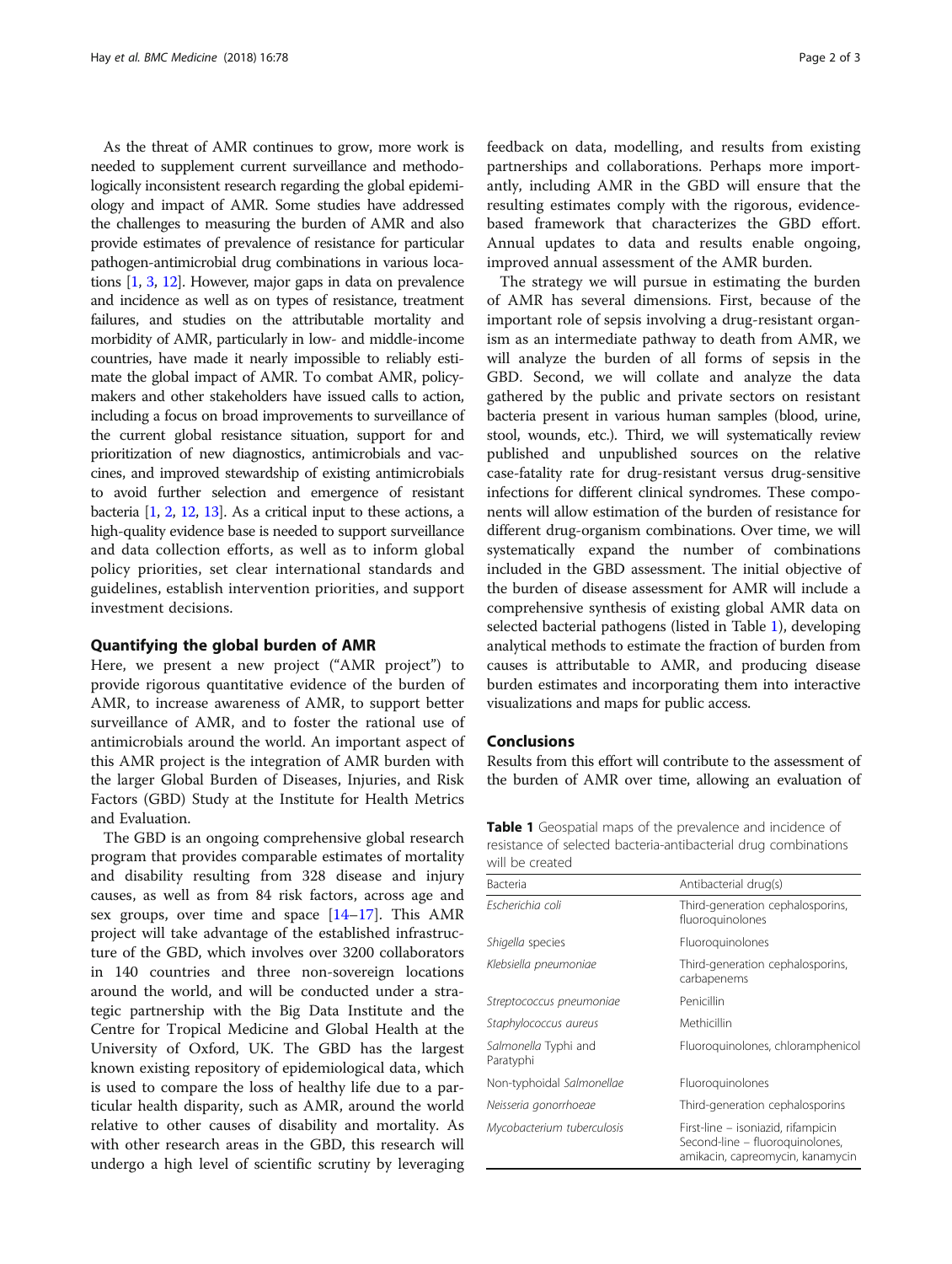As the threat of AMR continues to grow, more work is needed to supplement current surveillance and methodologically inconsistent research regarding the global epidemiology and impact of AMR. Some studies have addressed the challenges to measuring the burden of AMR and also provide estimates of prevalence of resistance for particular pathogen-antimicrobial drug combinations in various locations [1, 3, 12]. However, major gaps in data on prevalence and incidence as well as on types of resistance, treatment failures, and studies on the attributable mortality and morbidity of AMR, particularly in low- and middle-income countries, have made it nearly impossible to reliably estimate the global impact of AMR. To combat AMR, policymakers and other stakeholders have issued calls to action, including a focus on broad improvements to surveillance of the current global resistance situation, support for and prioritization of new diagnostics, antimicrobials and vaccines, and improved stewardship of existing antimicrobials to avoid further selection and emergence of resistant bacteria [1, 2, 12, 13]. As a critical input to these actions, a high-quality evidence base is needed to support surveillance and data collection efforts, as well as to inform global policy priorities, set clear international standards and guidelines, establish intervention priorities, and support investment decisions.

## Quantifying the global burden of AMR

Here, we present a new project ("AMR project") to provide rigorous quantitative evidence of the burden of AMR, to increase awareness of AMR, to support better surveillance of AMR, and to foster the rational use of antimicrobials around the world. An important aspect of this AMR project is the integration of AMR burden with the larger Global Burden of Diseases, Injuries, and Risk Factors (GBD) Study at the Institute for Health Metrics and Evaluation.

The GBD is an ongoing comprehensive global research program that provides comparable estimates of mortality and disability resulting from 328 disease and injury causes, as well as from 84 risk factors, across age and sex groups, over time and space [14–17]. This AMR project will take advantage of the established infrastructure of the GBD, which involves over 3200 collaborators in 140 countries and three non-sovereign locations around the world, and will be conducted under a strategic partnership with the Big Data Institute and the Centre for Tropical Medicine and Global Health at the University of Oxford, UK. The GBD has the largest known existing repository of epidemiological data, which is used to compare the loss of healthy life due to a particular health disparity, such as AMR, around the world relative to other causes of disability and mortality. As with other research areas in the GBD, this research will undergo a high level of scientific scrutiny by leveraging feedback on data, modelling, and results from existing partnerships and collaborations. Perhaps more importantly, including AMR in the GBD will ensure that the resulting estimates comply with the rigorous, evidence-based framework that characterizes the GBD effort. Annual updates to data and results enable ongoing, improved annual assessment of the AMR burden.

The strategy we will pursue in estimating the burden of AMR has several dimensions. First, because of the important role of sepsis involving a drug-resistant organism as an intermediate pathway to death from AMR, we will analyze the burden of all forms of sepsis in the GBD. Second, we will collate and analyze the data gathered by the public and private sectors on resistant bacteria present in various human samples (blood, urine, stool, wounds, etc.). Third, we will systematically review published and unpublished sources on the relative case-fatality rate for drug-resistant versus drug-sensitive infections for different clinical syndromes. These components will allow estimation of the burden of resistance for different drug-organism combinations. Over time, we will systematically expand the number of combinations included in the GBD assessment. The initial objective of the burden of disease assessment for AMR will include a comprehensive synthesis of existing global AMR data on selected bacterial pathogens (listed in Table 1), developing analytical methods to estimate the fraction of burden from causes is attributable to AMR, and producing disease burden estimates and incorporating them into interactive visualizations and maps for public access.

## Conclusions

Results from this effort will contribute to the assessment of the burden of AMR over time, allowing an evaluation of

**Table 1** Geospatial maps of the prevalence and incidence of resistance of selected bacteria-antibacterial drug combinations will be created

| Bacteria | Antibacterial drug(s) |
|---|---|
| *Escherichia coli* | Third-generation cephalosporins, fluoroquinolones |
| *Shigella* species | Fluoroquinolones |
| *Klebsiella pneumoniae* | Third-generation cephalosporins, carbapenems |
| *Streptococcus pneumoniae* | Penicillin |
| *Staphylococcus aureus* | Methicillin |
| *Salmonella* Typhi and Paratyphi | Fluoroquinolones, chloramphenicol |
| Non-typhoidal *Salmonellae* | Fluoroquinolones |
| *Neisseria gonorrhoeae* | Third-generation cephalosporins |
| *Mycobacterium tuberculosis* | First-line – isoniazid, rifampicin<br>Second-line – fluoroquinolones, amikacin, capreomycin, kanamycin |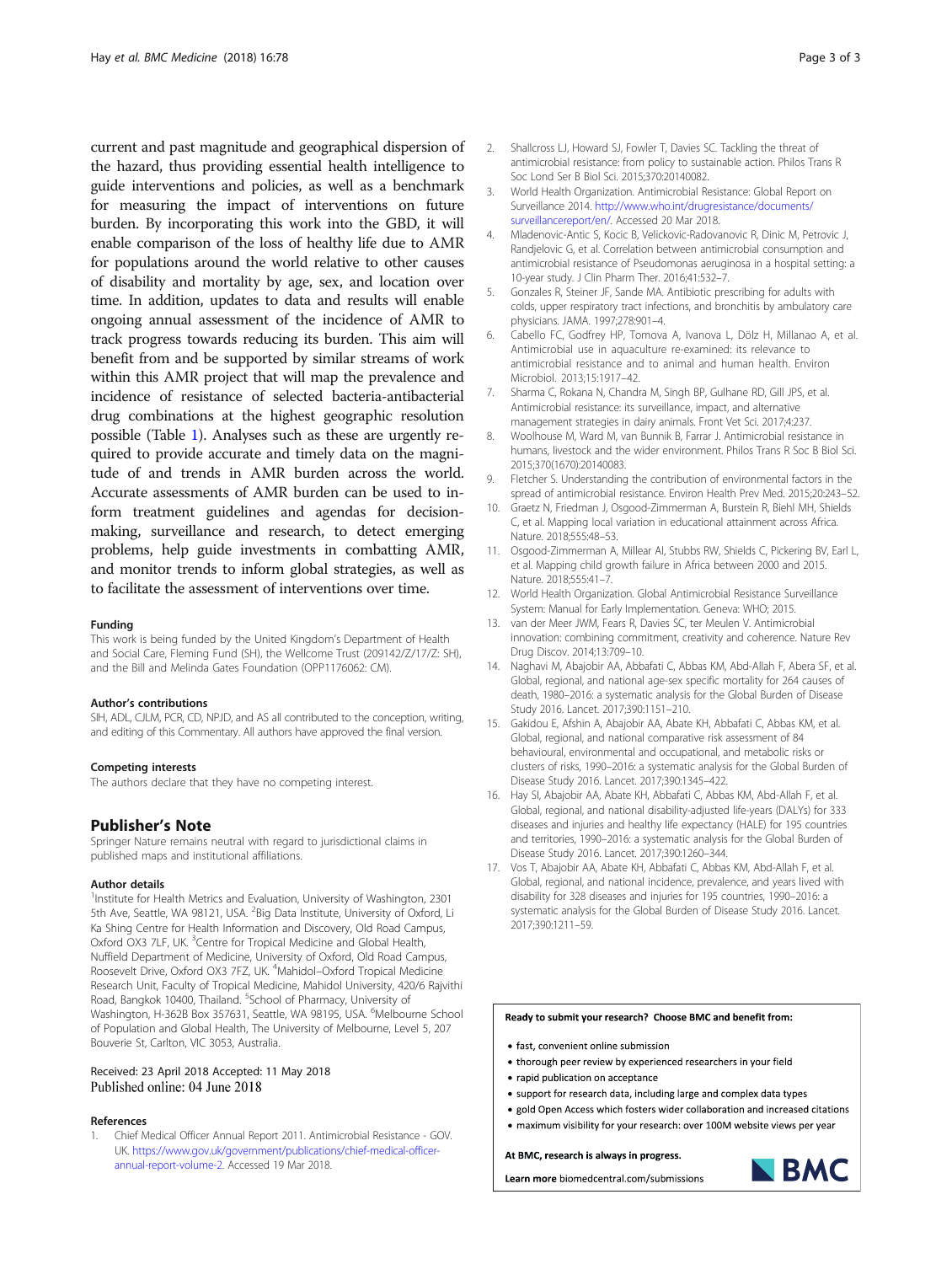current and past magnitude and geographical dispersion of the hazard, thus providing essential health intelligence to guide interventions and policies, as well as a benchmark for measuring the impact of interventions on future burden. By incorporating this work into the GBD, it will enable comparison of the loss of healthy life due to AMR for populations around the world relative to other causes of disability and mortality by age, sex, and location over time. In addition, updates to data and results will enable ongoing annual assessment of the incidence of AMR to track progress towards reducing its burden. This aim will benefit from and be supported by similar streams of work within this AMR project that will map the prevalence and incidence of resistance of selected bacteria-antibacterial drug combinations at the highest geographic resolution possible (Table 1). Analyses such as these are urgently required to provide accurate and timely data on the magnitude of and trends in AMR burden across the world. Accurate assessments of AMR burden can be used to inform treatment guidelines and agendas for decision-making, surveillance and research, to detect emerging problems, help guide investments in combatting AMR, and monitor trends to inform global strategies, as well as to facilitate the assessment of interventions over time.

#### Funding

This work is being funded by the United Kingdom's Department of Health and Social Care, Fleming Fund (SH), the Wellcome Trust (209142/Z/17/Z: SH), and the Bill and Melinda Gates Foundation (OPP1176062: CM).

#### Author's contributions

SIH, ADL, CJLM, PCR, CD, NPJD, and AS all contributed to the conception, writing, and editing of this Commentary. All authors have approved the final version.

#### Competing interests

The authors declare that they have no competing interest.

### Publisher's Note

Springer Nature remains neutral with regard to jurisdictional claims in published maps and institutional affiliations.

#### Author details

[1]Institute for Health Metrics and Evaluation, University of Washington, 2301 5th Ave, Seattle, WA 98121, USA. [2]Big Data Institute, University of Oxford, Li Ka Shing Centre for Health Information and Discovery, Old Road Campus, Oxford OX3 7LF, UK. [3]Centre for Tropical Medicine and Global Health, Nuffield Department of Medicine, University of Oxford, Old Road Campus, Roosevelt Drive, Oxford OX3 7FZ, UK. [4]Mahidol–Oxford Tropical Medicine Research Unit, Faculty of Tropical Medicine, Mahidol University, 420/6 Rajvithi Road, Bangkok 10400, Thailand. [5]School of Pharmacy, University of Washington, H-362B Box 357631, Seattle, WA 98195, USA. [6]Melbourne School of Population and Global Health, The University of Melbourne, Level 5, 207 Bouverie St, Carlton, VIC 3053, Australia.

Received: 23 April 2018 Accepted: 11 May 2018
Published online: 04 June 2018

#### References

1. Chief Medical Officer Annual Report 2011. Antimicrobial Resistance - GOV. UK. https://www.gov.uk/government/publications/chief-medical-officer-annual-report-volume-2. Accessed 19 Mar 2018.
2. Shallcross LJ, Howard SJ, Fowler T, Davies SC. Tackling the threat of antimicrobial resistance: from policy to sustainable action. Philos Trans R Soc Lond Ser B Biol Sci. 2015;370:20140082.
3. World Health Organization. Antimicrobial Resistance: Global Report on Surveillance 2014. http://www.who.int/drugresistance/documents/surveillancereport/en/. Accessed 20 Mar 2018.
4. Mladenovic-Antic S, Kocic B, Velickovic-Radovanovic R, Dinic M, Petrovic J, Randjelovic G, et al. Correlation between antimicrobial consumption and antimicrobial resistance of Pseudomonas aeruginosa in a hospital setting: a 10-year study. J Clin Pharm Ther. 2016;41:532–7.
5. Gonzales R, Steiner JF, Sande MA. Antibiotic prescribing for adults with colds, upper respiratory tract infections, and bronchitis by ambulatory care physicians. JAMA. 1997;278:901–4.
6. Cabello FC, Godfrey HP, Tomova A, Ivanova L, Dölz H, Millanao A, et al. Antimicrobial use in aquaculture re-examined: its relevance to antimicrobial resistance and to animal and human health. Environ Microbiol. 2013;15:1917–42.
7. Sharma C, Rokana N, Chandra M, Singh BP, Gulhane RD, Gill JPS, et al. Antimicrobial resistance: its surveillance, impact, and alternative management strategies in dairy animals. Front Vet Sci. 2017;4:237.
8. Woolhouse M, Ward M, van Bunnik B, Farrar J. Antimicrobial resistance in humans, livestock and the wider environment. Philos Trans R Soc B Biol Sci. 2015;370(1670):20140083.
9. Fletcher S. Understanding the contribution of environmental factors in the spread of antimicrobial resistance. Environ Health Prev Med. 2015;20:243–52.
10. Graetz N, Friedman J, Osgood-Zimmerman A, Burstein R, Biehl MH, Shields C, et al. Mapping local variation in educational attainment across Africa. Nature. 2018;555:48–53.
11. Osgood-Zimmerman A, Millear AI, Stubbs RW, Shields C, Pickering BV, Earl L, et al. Mapping child growth failure in Africa between 2000 and 2015. Nature. 2018;555:41–7.
12. World Health Organization. Global Antimicrobial Resistance Surveillance System: Manual for Early Implementation. Geneva: WHO; 2015.
13. van der Meer JWM, Fears R, Davies SC, ter Meulen V. Antimicrobial innovation: combining commitment, creativity and coherence. Nature Rev Drug Discov. 2014;13:709–10.
14. Naghavi M, Abajobir AA, Abbafati C, Abbas KM, Abd-Allah F, Abera SF, et al. Global, regional, and national age-sex specific mortality for 264 causes of death, 1980–2016: a systematic analysis for the Global Burden of Disease Study 2016. Lancet. 2017;390:1151–210.
15. Gakidou E, Afshin A, Abajobir AA, Abate KH, Abbafati C, Abbas KM, et al. Global, regional, and national comparative risk assessment of 84 behavioural, environmental and occupational, and metabolic risks or clusters of risks, 1990–2016: a systematic analysis for the Global Burden of Disease Study 2016. Lancet. 2017;390:1345–422.
16. Hay SI, Abajobir AA, Abate KH, Abbafati C, Abbas KM, Abd-Allah F, et al. Global, regional, and national disability-adjusted life-years (DALYs) for 333 diseases and injuries and healthy life expectancy (HALE) for 195 countries and territories, 1990–2016: a systematic analysis for the Global Burden of Disease Study 2016. Lancet. 2017;390:1260–344.
17. Vos T, Abajobir AA, Abate KH, Abbafati C, Abbas KM, Abd-Allah F, et al. Global, regional, and national incidence, prevalence, and years lived with disability for 328 diseases and injuries for 195 countries, 1990–2016: a systematic analysis for the Global Burden of Disease Study 2016. Lancet. 2017;390:1211–59.

**Ready to submit your research? Choose BMC and benefit from:**

- fast, convenient online submission
- thorough peer review by experienced researchers in your field
- rapid publication on acceptance
- support for research data, including large and complex data types
- gold Open Access which fosters wider collaboration and increased citations
- maximum visibility for your research: over 100M website views per year

**At BMC, research is always in progress.**

**Learn more** biomedcentral.com/submissions

BMC